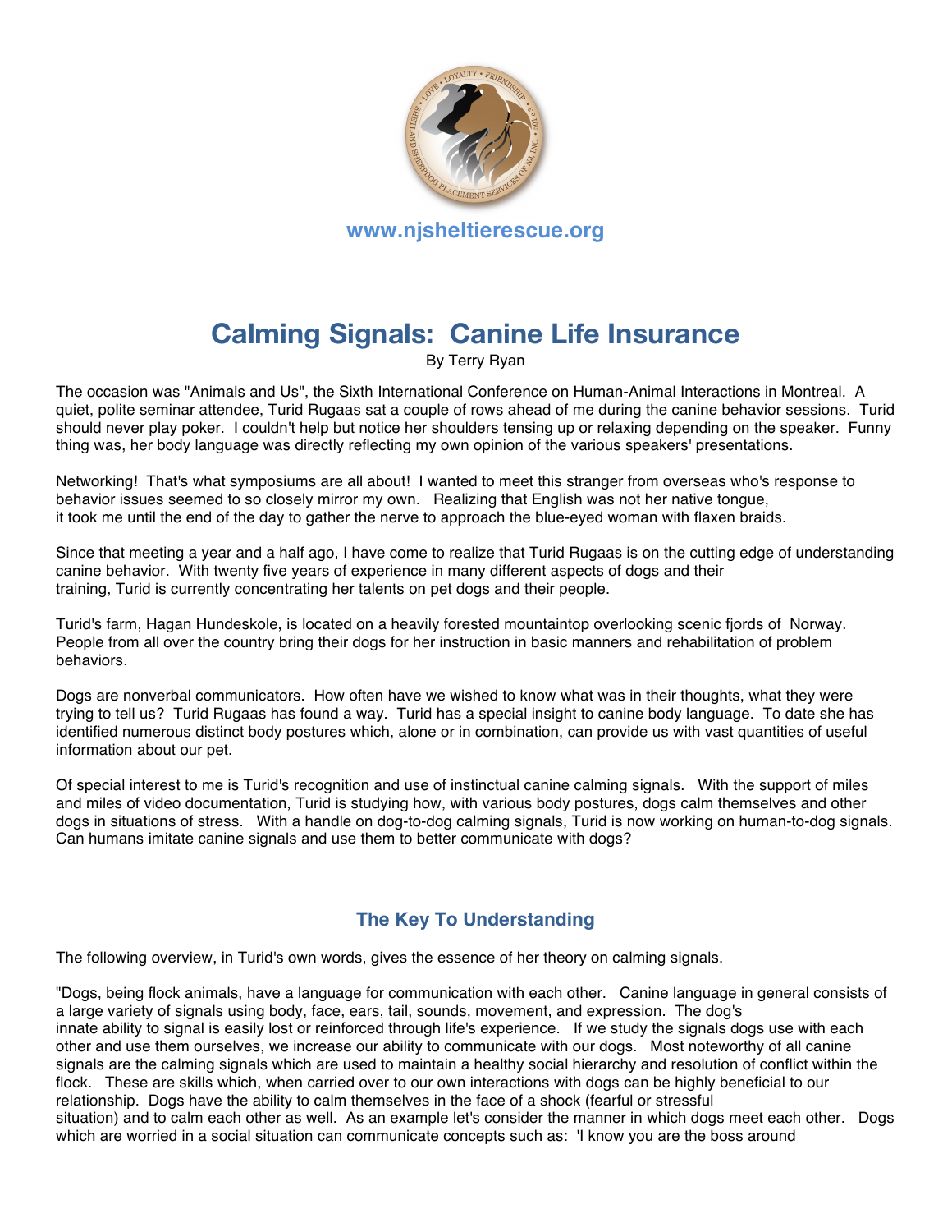www.njsheltierescue.org

# Calming Signals: Canine Life Insurance

By Terry Ryan

The occasion was "Animals and Us", the Sixth International Conference on Human-Animal Interactions in Montreal. A quiet, polite seminar attendee, Turid Rugaas sat a couple of rows ahead of me during the canine behavior sessions. Turid should never play poker. I couldn't help but notice her shoulders tensing up or relaxing depending on the speaker. Funny thing was, her body language was directly reflecting my own opinion of the various speakers' presentations.

Networking! That's what symposiums are all about! I wanted to meet this stranger from overseas who's response to behavior issues seemed to so closely mirror my own. Realizing that English was not her native tongue, it took me until the end of the day to gather the nerve to approach the blue-eyed woman with flaxen braids.

Since that meeting a year and a half ago, I have come to realize that Turid Rugaas is on the cutting edge of understanding canine behavior. With twenty five years of experience in many different aspects of dogs and their training, Turid is currently concentrating her talents on pet dogs and their people.

Turid's farm, Hagan Hundeskole, is located on a heavily forested mountaintop overlooking scenic fjords of Norway. People from all over the country bring their dogs for her instruction in basic manners and rehabilitation of problem behaviors.

Dogs are nonverbal communicators. How often have we wished to know what was in their thoughts, what they were trying to tell us? Turid Rugaas has found a way. Turid has a special insight to canine body language. To date she has identified numerous distinct body postures which, alone or in combination, can provide us with vast quantities of useful information about our pet.

Of special interest to me is Turid's recognition and use of instinctual canine calming signals. With the support of miles and miles of video documentation, Turid is studying how, with various body postures, dogs calm themselves and other dogs in situations of stress. With a handle on dog-to-dog calming signals, Turid is now working on human-to-dog signals. Can humans imitate canine signals and use them to better communicate with dogs?

## The Key To Understanding

The following overview, in Turid's own words, gives the essence of her theory on calming signals.

"Dogs, being flock animals, have a language for communication with each other. Canine language in general consists of a large variety of signals using body, face, ears, tail, sounds, movement, and expression. The dog's innate ability to signal is easily lost or reinforced through life's experience. If we study the signals dogs use with each other and use them ourselves, we increase our ability to communicate with our dogs. Most noteworthy of all canine signals are the calming signals which are used to maintain a healthy social hierarchy and resolution of conflict within the flock. These are skills which, when carried over to our own interactions with dogs can be highly beneficial to our relationship. Dogs have the ability to calm themselves in the face of a shock (fearful or stressful situation) and to calm each other as well. As an example let's consider the manner in which dogs meet each other. Dogs which are worried in a social situation can communicate concepts such as: 'I know you are the boss around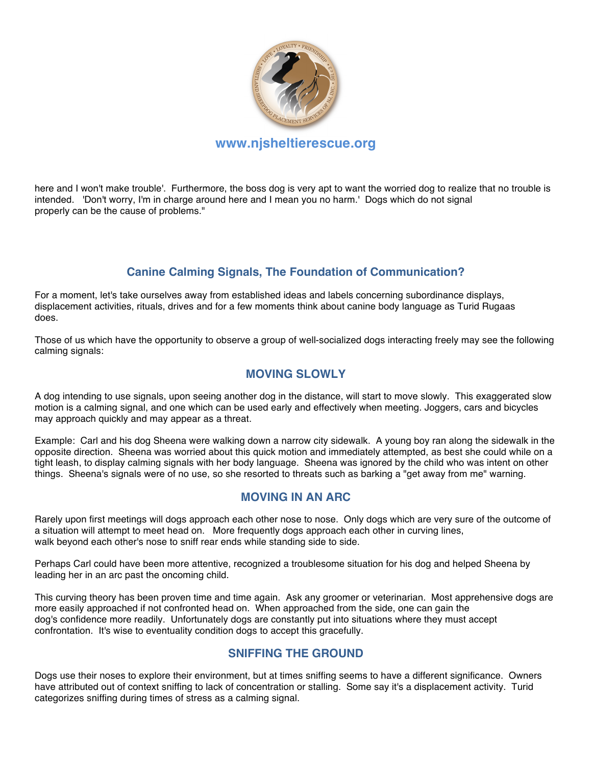here and I won't make trouble'. Furthermore, the boss dog is very apt to want the worried dog to realize that no trouble is intended. 'Don't worry, I'm in charge around here and I mean you no harm.' Dogs which do not signal properly can be the cause of problems."

## Canine Calming Signals, The Foundation of Communication?

For a moment, let's take ourselves away from established ideas and labels concerning subordinance displays, displacement activities, rituals, drives and for a few moments think about canine body language as Turid Rugaas does.

Those of us which have the opportunity to observe a group of well-socialized dogs interacting freely may see the following calming signals:

### MOVING SLOWLY

A dog intending to use signals, upon seeing another dog in the distance, will start to move slowly. This exaggerated slow motion is a calming signal, and one which can be used early and effectively when meeting. Joggers, cars and bicycles may approach quickly and may appear as a threat.

Example: Carl and his dog Sheena were walking down a narrow city sidewalk. A young boy ran along the sidewalk in the opposite direction. Sheena was worried about this quick motion and immediately attempted, as best she could while on a tight leash, to display calming signals with her body language. Sheena was ignored by the child who was intent on other things. Sheena's signals were of no use, so she resorted to threats such as barking a "get away from me" warning.

### MOVING IN AN ARC

Rarely upon first meetings will dogs approach each other nose to nose. Only dogs which are very sure of the outcome of a situation will attempt to meet head on. More frequently dogs approach each other in curving lines, walk beyond each other's nose to sniff rear ends while standing side to side.

Perhaps Carl could have been more attentive, recognized a troublesome situation for his dog and helped Sheena by leading her in an arc past the oncoming child.

This curving theory has been proven time and time again. Ask any groomer or veterinarian. Most apprehensive dogs are more easily approached if not confronted head on. When approached from the side, one can gain the dog's confidence more readily. Unfortunately dogs are constantly put into situations where they must accept confrontation. It's wise to eventuality condition dogs to accept this gracefully.

### SNIFFING THE GROUND

Dogs use their noses to explore their environment, but at times sniffing seems to have a different significance. Owners have attributed out of context sniffing to lack of concentration or stalling. Some say it's a displacement activity. Turid categorizes sniffing during times of stress as a calming signal.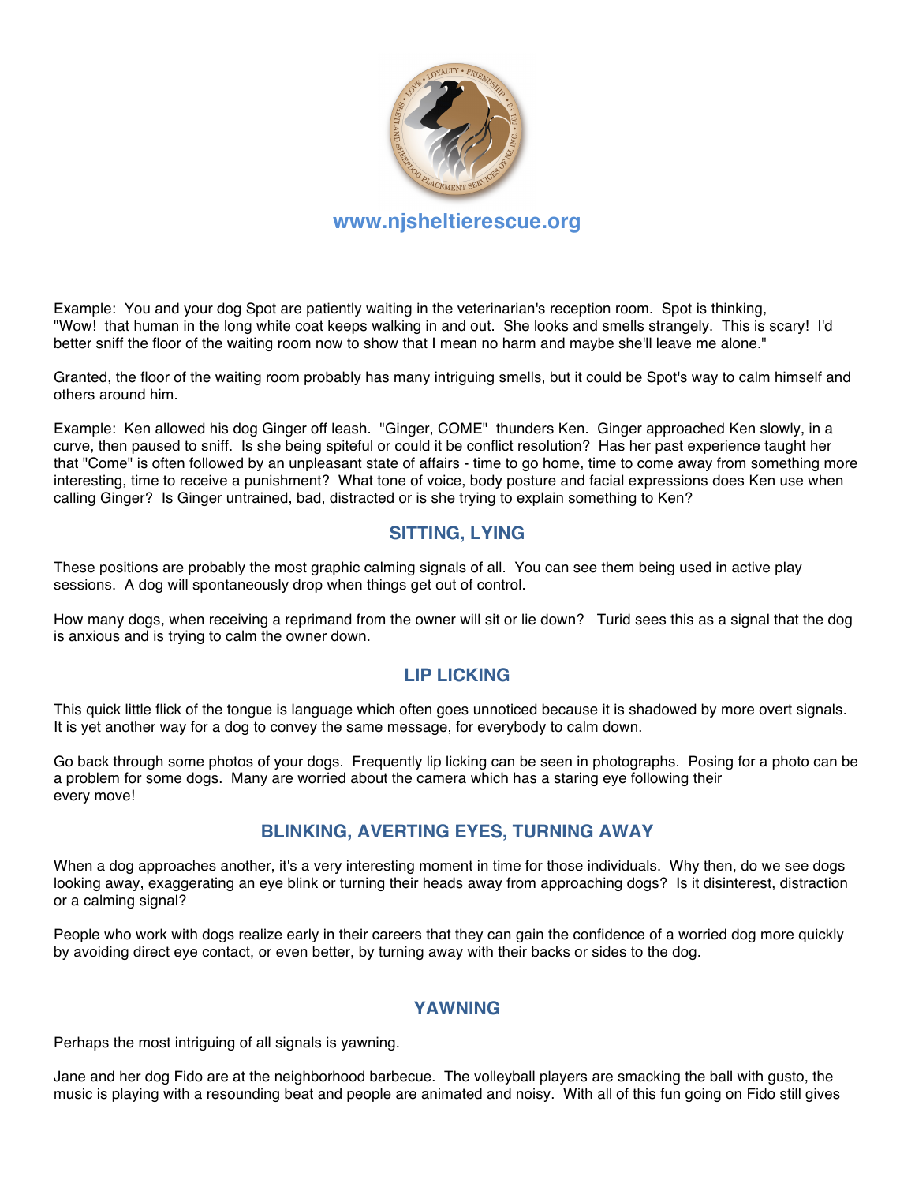Example: You and your dog Spot are patiently waiting in the veterinarian's reception room. Spot is thinking, "Wow! that human in the long white coat keeps walking in and out. She looks and smells strangely. This is scary! I'd better sniff the floor of the waiting room now to show that I mean no harm and maybe she'll leave me alone."

Granted, the floor of the waiting room probably has many intriguing smells, but it could be Spot's way to calm himself and others around him.

Example: Ken allowed his dog Ginger off leash. "Ginger, COME" thunders Ken. Ginger approached Ken slowly, in a curve, then paused to sniff. Is she being spiteful or could it be conflict resolution? Has her past experience taught her that "Come" is often followed by an unpleasant state of affairs - time to go home, time to come away from something more interesting, time to receive a punishment? What tone of voice, body posture and facial expressions does Ken use when calling Ginger? Is Ginger untrained, bad, distracted or is she trying to explain something to Ken?

## SITTING, LYING

These positions are probably the most graphic calming signals of all. You can see them being used in active play sessions. A dog will spontaneously drop when things get out of control.

How many dogs, when receiving a reprimand from the owner will sit or lie down? Turid sees this as a signal that the dog is anxious and is trying to calm the owner down.

## LIP LICKING

This quick little flick of the tongue is language which often goes unnoticed because it is shadowed by more overt signals. It is yet another way for a dog to convey the same message, for everybody to calm down.

Go back through some photos of your dogs. Frequently lip licking can be seen in photographs. Posing for a photo can be a problem for some dogs. Many are worried about the camera which has a staring eye following their every move!

## BLINKING, AVERTING EYES, TURNING AWAY

When a dog approaches another, it's a very interesting moment in time for those individuals. Why then, do we see dogs looking away, exaggerating an eye blink or turning their heads away from approaching dogs? Is it disinterest, distraction or a calming signal?

People who work with dogs realize early in their careers that they can gain the confidence of a worried dog more quickly by avoiding direct eye contact, or even better, by turning away with their backs or sides to the dog.

## YAWNING

Perhaps the most intriguing of all signals is yawning.

Jane and her dog Fido are at the neighborhood barbecue. The volleyball players are smacking the ball with gusto, the music is playing with a resounding beat and people are animated and noisy. With all of this fun going on Fido still gives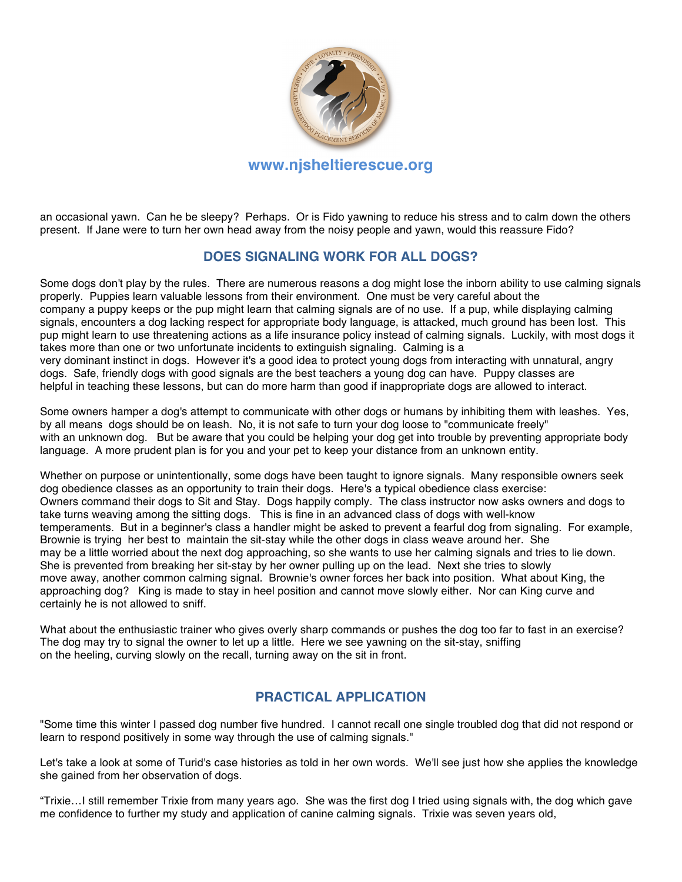an occasional yawn. Can he be sleepy? Perhaps. Or is Fido yawning to reduce his stress and to calm down the others present. If Jane were to turn her own head away from the noisy people and yawn, would this reassure Fido?

## DOES SIGNALING WORK FOR ALL DOGS?

Some dogs don't play by the rules. There are numerous reasons a dog might lose the inborn ability to use calming signals properly. Puppies learn valuable lessons from their environment. One must be very careful about the company a puppy keeps or the pup might learn that calming signals are of no use. If a pup, while displaying calming signals, encounters a dog lacking respect for appropriate body language, is attacked, much ground has been lost. This pup might learn to use threatening actions as a life insurance policy instead of calming signals. Luckily, with most dogs it takes more than one or two unfortunate incidents to extinguish signaling. Calming is a very dominant instinct in dogs. However it's a good idea to protect young dogs from interacting with unnatural, angry dogs. Safe, friendly dogs with good signals are the best teachers a young dog can have. Puppy classes are helpful in teaching these lessons, but can do more harm than good if inappropriate dogs are allowed to interact.

Some owners hamper a dog's attempt to communicate with other dogs or humans by inhibiting them with leashes. Yes, by all means dogs should be on leash. No, it is not safe to turn your dog loose to "communicate freely" with an unknown dog. But be aware that you could be helping your dog get into trouble by preventing appropriate body language. A more prudent plan is for you and your pet to keep your distance from an unknown entity.

Whether on purpose or unintentionally, some dogs have been taught to ignore signals. Many responsible owners seek dog obedience classes as an opportunity to train their dogs. Here's a typical obedience class exercise: Owners command their dogs to Sit and Stay. Dogs happily comply. The class instructor now asks owners and dogs to take turns weaving among the sitting dogs. This is fine in an advanced class of dogs with well-know temperaments. But in a beginner's class a handler might be asked to prevent a fearful dog from signaling. For example, Brownie is trying her best to maintain the sit-stay while the other dogs in class weave around her. She may be a little worried about the next dog approaching, so she wants to use her calming signals and tries to lie down. She is prevented from breaking her sit-stay by her owner pulling up on the lead. Next she tries to slowly move away, another common calming signal. Brownie's owner forces her back into position. What about King, the approaching dog? King is made to stay in heel position and cannot move slowly either. Nor can King curve and certainly he is not allowed to sniff.

What about the enthusiastic trainer who gives overly sharp commands or pushes the dog too far to fast in an exercise? The dog may try to signal the owner to let up a little. Here we see yawning on the sit-stay, sniffing on the heeling, curving slowly on the recall, turning away on the sit in front.

## PRACTICAL APPLICATION

"Some time this winter I passed dog number five hundred. I cannot recall one single troubled dog that did not respond or learn to respond positively in some way through the use of calming signals."

Let's take a look at some of Turid's case histories as told in her own words. We'll see just how she applies the knowledge she gained from her observation of dogs.

"Trixie…I still remember Trixie from many years ago. She was the first dog I tried using signals with, the dog which gave me confidence to further my study and application of canine calming signals. Trixie was seven years old,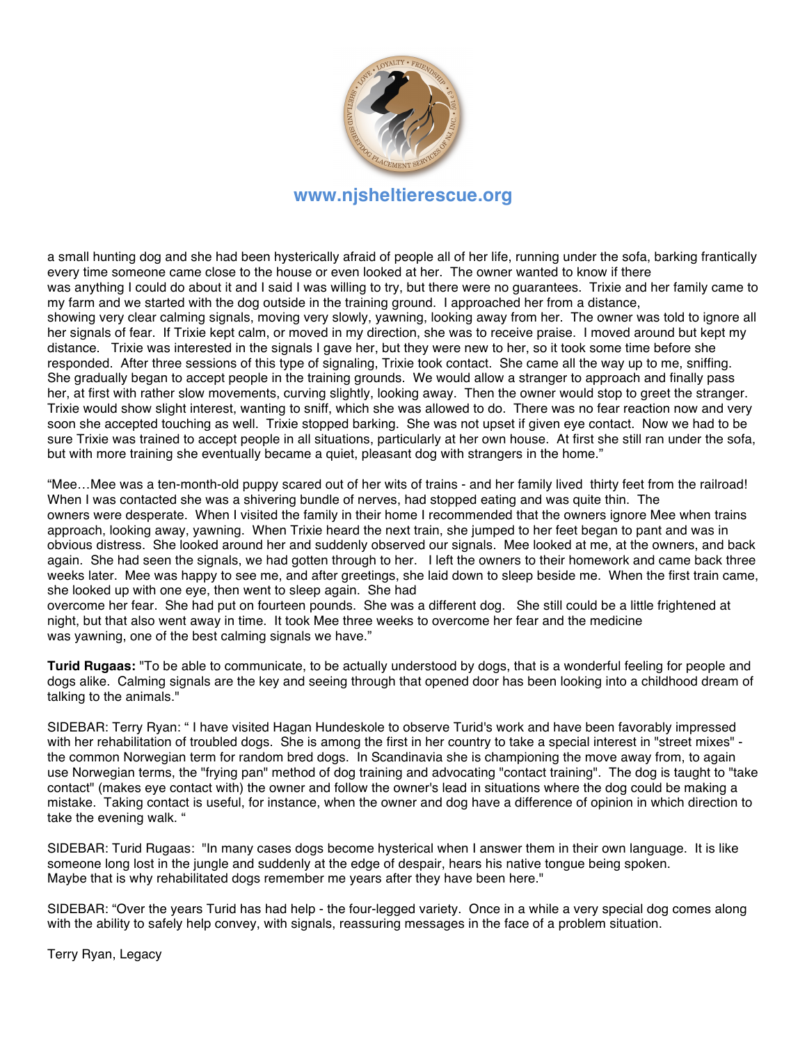a small hunting dog and she had been hysterically afraid of people all of her life, running under the sofa, barking frantically every time someone came close to the house or even looked at her. The owner wanted to know if there was anything I could do about it and I said I was willing to try, but there were no guarantees. Trixie and her family came to my farm and we started with the dog outside in the training ground. I approached her from a distance, showing very clear calming signals, moving very slowly, yawning, looking away from her. The owner was told to ignore all her signals of fear. If Trixie kept calm, or moved in my direction, she was to receive praise. I moved around but kept my distance. Trixie was interested in the signals I gave her, but they were new to her, so it took some time before she responded. After three sessions of this type of signaling, Trixie took contact. She came all the way up to me, sniffing. She gradually began to accept people in the training grounds. We would allow a stranger to approach and finally pass her, at first with rather slow movements, curving slightly, looking away. Then the owner would stop to greet the stranger. Trixie would show slight interest, wanting to sniff, which she was allowed to do. There was no fear reaction now and very soon she accepted touching as well. Trixie stopped barking. She was not upset if given eye contact. Now we had to be sure Trixie was trained to accept people in all situations, particularly at her own house. At first she still ran under the sofa, but with more training she eventually became a quiet, pleasant dog with strangers in the home."

"Mee…Mee was a ten-month-old puppy scared out of her wits of trains - and her family lived thirty feet from the railroad! When I was contacted she was a shivering bundle of nerves, had stopped eating and was quite thin. The owners were desperate. When I visited the family in their home I recommended that the owners ignore Mee when trains approach, looking away, yawning. When Trixie heard the next train, she jumped to her feet began to pant and was in obvious distress. She looked around her and suddenly observed our signals. Mee looked at me, at the owners, and back again. She had seen the signals, we had gotten through to her. I left the owners to their homework and came back three weeks later. Mee was happy to see me, and after greetings, she laid down to sleep beside me. When the first train came, she looked up with one eye, then went to sleep again. She had overcome her fear. She had put on fourteen pounds. She was a different dog. She still could be a little frightened at night, but that also went away in time. It took Mee three weeks to overcome her fear and the medicine was yawning, one of the best calming signals we have."

**Turid Rugaas:** "To be able to communicate, to be actually understood by dogs, that is a wonderful feeling for people and dogs alike. Calming signals are the key and seeing through that opened door has been looking into a childhood dream of talking to the animals."

SIDEBAR: Terry Ryan: " I have visited Hagan Hundeskole to observe Turid's work and have been favorably impressed with her rehabilitation of troubled dogs. She is among the first in her country to take a special interest in "street mixes" - the common Norwegian term for random bred dogs. In Scandinavia she is championing the move away from, to again use Norwegian terms, the "frying pan" method of dog training and advocating "contact training". The dog is taught to "take contact" (makes eye contact with) the owner and follow the owner's lead in situations where the dog could be making a mistake. Taking contact is useful, for instance, when the owner and dog have a difference of opinion in which direction to take the evening walk. "

SIDEBAR: Turid Rugaas: "In many cases dogs become hysterical when I answer them in their own language. It is like someone long lost in the jungle and suddenly at the edge of despair, hears his native tongue being spoken. Maybe that is why rehabilitated dogs remember me years after they have been here."

SIDEBAR: "Over the years Turid has had help - the four-legged variety. Once in a while a very special dog comes along with the ability to safely help convey, with signals, reassuring messages in the face of a problem situation.

Terry Ryan, Legacy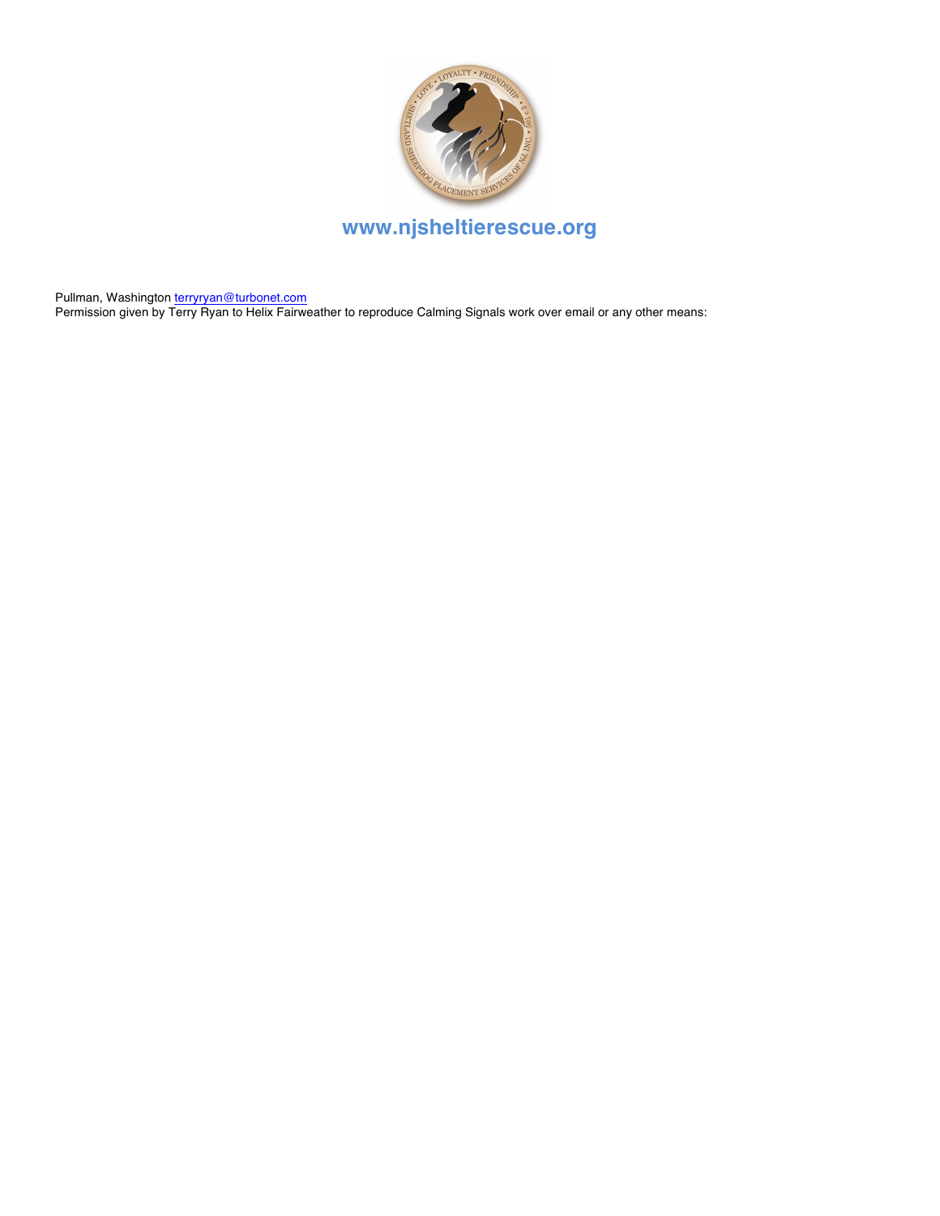www.njsheltierescue.org

Pullman, Washington terryryan@turbonet.com
Permission given by Terry Ryan to Helix Fairweather to reproduce Calming Signals work over email or any other means: